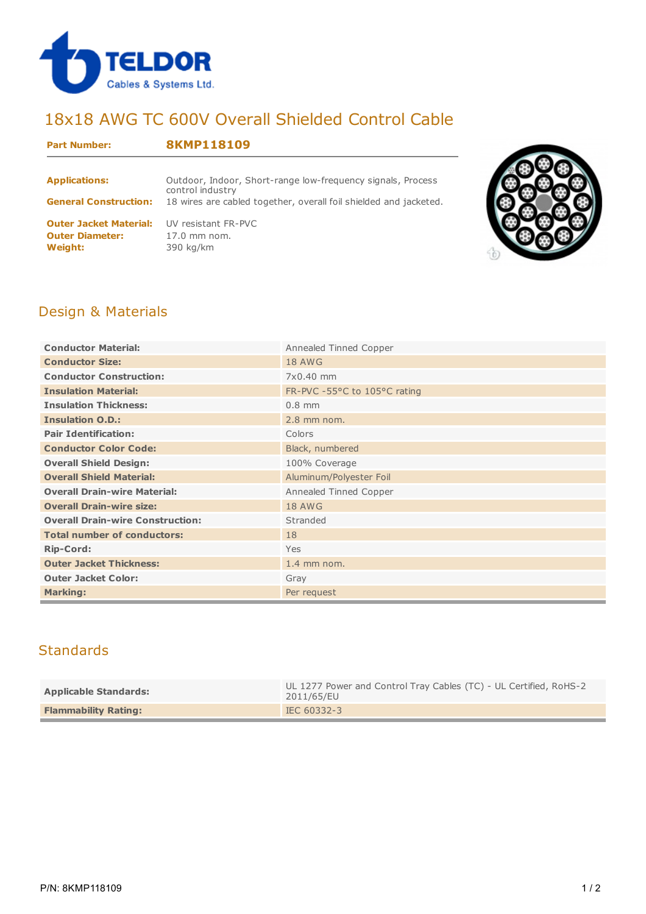TELDOR
Cables & Systems Ltd.

# 18x18 AWG TC 600V Overall Shielded Control Cable

| **Part Number:** | **8KMP118109** |
|---|---|
| **Applications:** | Outdoor, Indoor, Short-range low-frequency signals, Process control industry |
| **General Construction:** | 18 wires are cabled together, overall foil shielded and jacketed. |
| **Outer Jacket Material:** | UV resistant FR-PVC |
| **Outer Diameter:** | 17.0 mm nom. |
| **Weight:** | 390 kg/km |

## Design & Materials

| | |
|---|---|
| **Conductor Material:** | Annealed Tinned Copper |
| **Conductor Size:** | 18 AWG |
| **Conductor Construction:** | 7x0.40 mm |
| **Insulation Material:** | FR-PVC -55°C to 105°C rating |
| **Insulation Thickness:** | 0.8 mm |
| **Insulation O.D.:** | 2.8 mm nom. |
| **Pair Identification:** | Colors |
| **Conductor Color Code:** | Black, numbered |
| **Overall Shield Design:** | 100% Coverage |
| **Overall Shield Material:** | Aluminum/Polyester Foil |
| **Overall Drain-wire Material:** | Annealed Tinned Copper |
| **Overall Drain-wire size:** | 18 AWG |
| **Overall Drain-wire Construction:** | Stranded |
| **Total number of conductors:** | 18 |
| **Rip-Cord:** | Yes |
| **Outer Jacket Thickness:** | 1.4 mm nom. |
| **Outer Jacket Color:** | Gray |
| **Marking:** | Per request |

## Standards

| | |
|---|---|
| **Applicable Standards:** | UL 1277 Power and Control Tray Cables (TC) - UL Certified, RoHS-2 2011/65/EU |
| **Flammability Rating:** | IEC 60332-3 |

P/N: 8KMP118109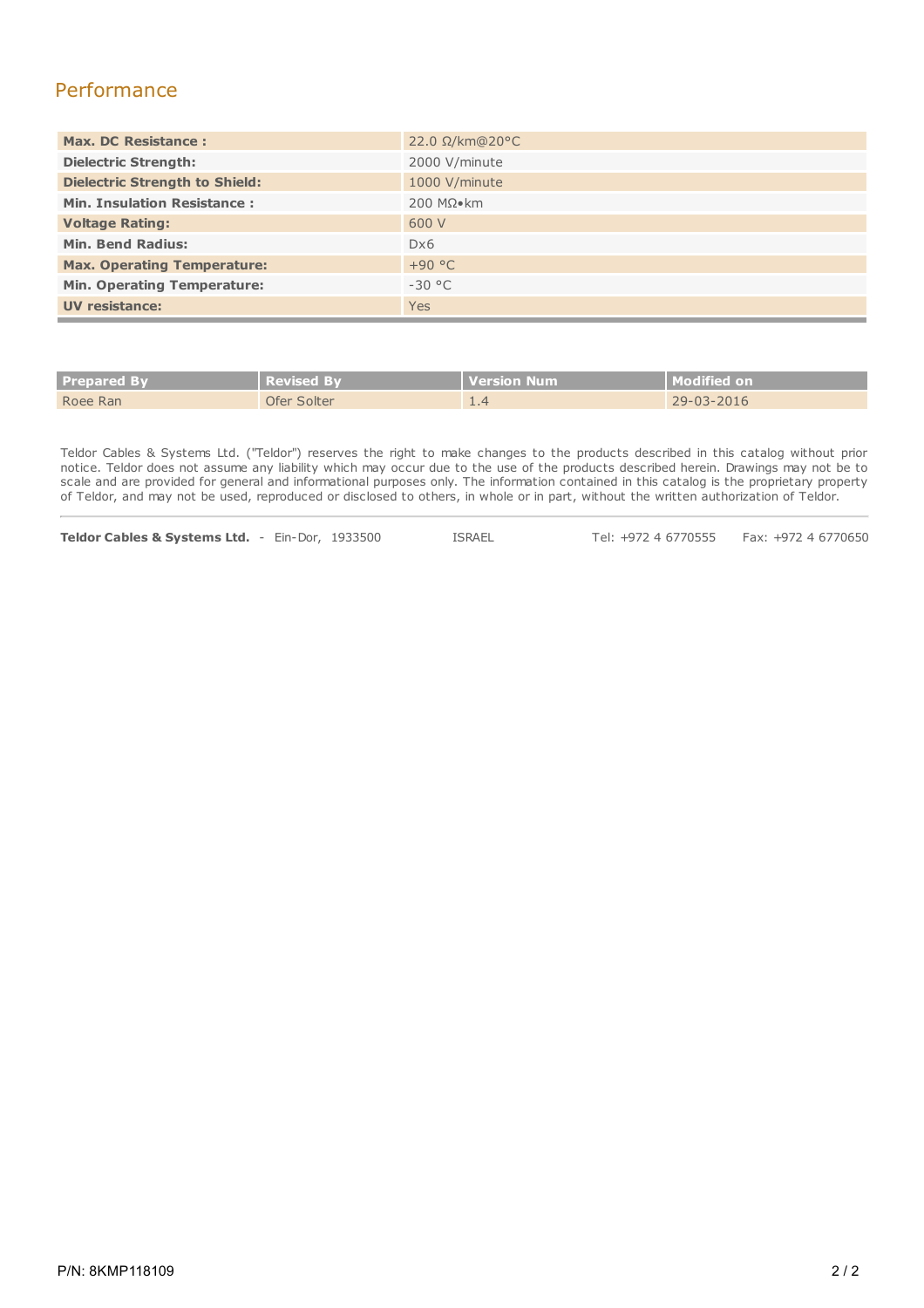## Performance

| | |
|---|---|
| **Max. DC Resistance :** | 22.0 Ω/km@20°C |
| **Dielectric Strength:** | 2000 V/minute |
| **Dielectric Strength to Shield:** | 1000 V/minute |
| **Min. Insulation Resistance :** | 200 MΩ•km |
| **Voltage Rating:** | 600 V |
| **Min. Bend Radius:** | Dx6 |
| **Max. Operating Temperature:** | +90 °C |
| **Min. Operating Temperature:** | -30 °C |
| **UV resistance:** | Yes |

| Prepared By | Revised By | Version Num | Modified on |
|---|---|---|---|
| Roee Ran | Ofer Solter | 1.4 | 29-03-2016 |

Teldor Cables & Systems Ltd. ("Teldor") reserves the right to make changes to the products described in this catalog without prior notice. Teldor does not assume any liability which may occur due to the use of the products described herein. Drawings may not be to scale and are provided for general and informational purposes only. The information contained in this catalog is the proprietary property of Teldor, and may not be used, reproduced or disclosed to others, in whole or in part, without the written authorization of Teldor.

**Teldor Cables & Systems Ltd.** - Ein-Dor, 1933500 ISRAEL Tel: +972 4 6770555 Fax: +972 4 6770650

P/N: 8KMP118109